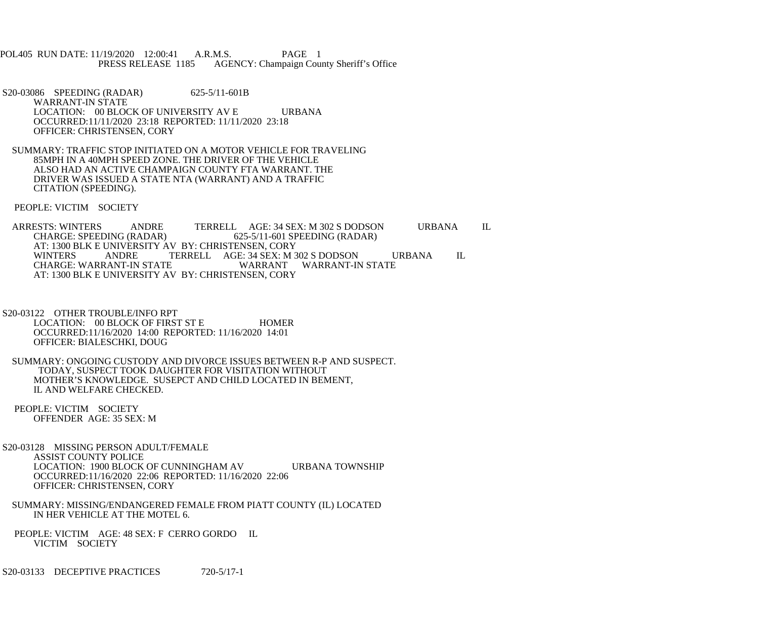POL405 RUN DATE: 11/19/2020 12:00:41 A.R.M.S. PAGE 1
PRESS RELEASE 1185 AGENCY: Champaign County Sheriff's Office

S20-03086 SPEEDING (RADAR) 625-5/11-601B
WARRANT-IN STATE
LOCATION: 00 BLOCK OF UNIVERSITY AV E URBANA
OCCURRED:11/11/2020 23:18 REPORTED: 11/11/2020 23:18
OFFICER: CHRISTENSEN, CORY

SUMMARY: TRAFFIC STOP INITIATED ON A MOTOR VEHICLE FOR TRAVELING 85MPH IN A 40MPH SPEED ZONE. THE DRIVER OF THE VEHICLE ALSO HAD AN ACTIVE CHAMPAIGN COUNTY FTA WARRANT. THE DRIVER WAS ISSUED A STATE NTA (WARRANT) AND A TRAFFIC CITATION (SPEEDING).

PEOPLE: VICTIM SOCIETY

ARRESTS: WINTERS ANDRE TERRELL AGE: 34 SEX: M 302 S DODSON URBANA IL
CHARGE: SPEEDING (RADAR) 625-5/11-601 SPEEDING (RADAR)
AT: 1300 BLK E UNIVERSITY AV BY: CHRISTENSEN, CORY
WINTERS ANDRE TERRELL AGE: 34 SEX: M 302 S DODSON URBANA IL
CHARGE: WARRANT-IN STATE WARRANT WARRANT-IN STATE
AT: 1300 BLK E UNIVERSITY AV BY: CHRISTENSEN, CORY

S20-03122 OTHER TROUBLE/INFO RPT
LOCATION: 00 BLOCK OF FIRST ST E HOMER
OCCURRED:11/16/2020 14:00 REPORTED: 11/16/2020 14:01
OFFICER: BIALESCHKI, DOUG

SUMMARY: ONGOING CUSTODY AND DIVORCE ISSUES BETWEEN R-P AND SUSPECT. TODAY, SUSPECT TOOK DAUGHTER FOR VISITATION WITHOUT MOTHER'S KNOWLEDGE. SUSEPCT AND CHILD LOCATED IN BEMENT, IL AND WELFARE CHECKED.

PEOPLE: VICTIM SOCIETY
OFFENDER AGE: 35 SEX: M

S20-03128 MISSING PERSON ADULT/FEMALE
ASSIST COUNTY POLICE
LOCATION: 1900 BLOCK OF CUNNINGHAM AV URBANA TOWNSHIP
OCCURRED:11/16/2020 22:06 REPORTED: 11/16/2020 22:06
OFFICER: CHRISTENSEN, CORY

SUMMARY: MISSING/ENDANGERED FEMALE FROM PIATT COUNTY (IL) LOCATED IN HER VEHICLE AT THE MOTEL 6.

PEOPLE: VICTIM AGE: 48 SEX: F CERRO GORDO IL
VICTIM SOCIETY

S20-03133 DECEPTIVE PRACTICES 720-5/17-1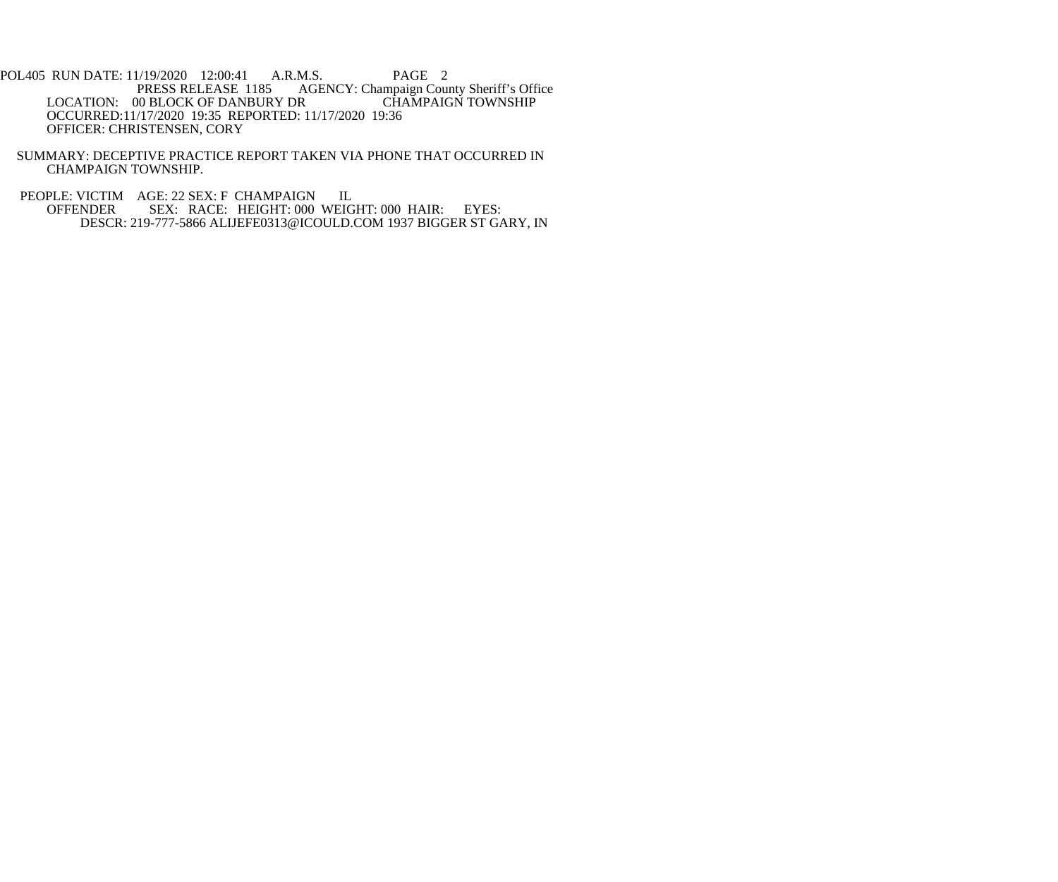POL405 RUN DATE: 11/19/2020 12:00:41 A.R.M.S. PAGE 2

PRESS RELEASE 1185 AGENCY: Champaign County Sheriff's Office

LOCATION: 00 BLOCK OF DANBURY DR CHAMPAIGN TOWNSHIP

OCCURRED:11/17/2020 19:35 REPORTED: 11/17/2020 19:36

OFFICER: CHRISTENSEN, CORY

SUMMARY: DECEPTIVE PRACTICE REPORT TAKEN VIA PHONE THAT OCCURRED IN CHAMPAIGN TOWNSHIP.

PEOPLE: VICTIM AGE: 22 SEX: F CHAMPAIGN IL

OFFENDER SEX: RACE: HEIGHT: 000 WEIGHT: 000 HAIR: EYES:

DESCR: 219-777-5866 ALIJEFE0313@ICOULD.COM 1937 BIGGER ST GARY, IN